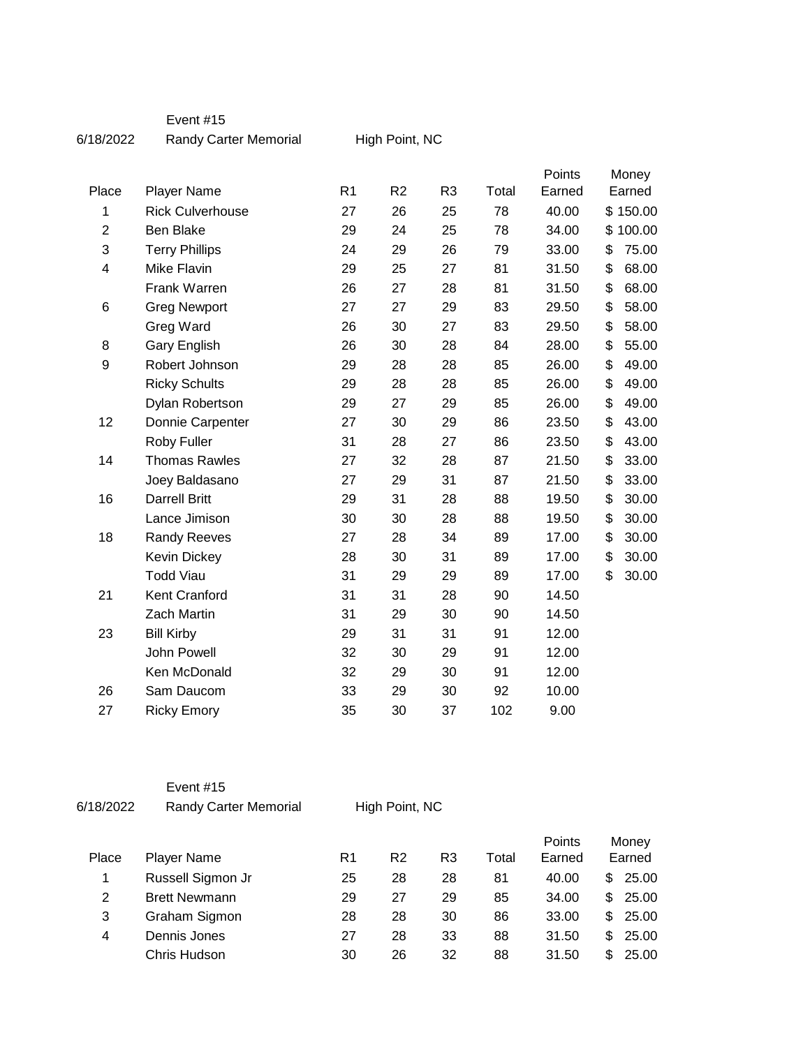Event #15

6/18/2022 Randy Carter Memorial High Point, NC

| Place | Player Name | R1 | R2 | R3 | Total | Points Earned | Money Earned |
|---|---|---|---|---|---|---|---|
| 1 | Rick Culverhouse | 27 | 26 | 25 | 78 | 40.00 | $ 150.00 |
| 2 | Ben Blake | 29 | 24 | 25 | 78 | 34.00 | $ 100.00 |
| 3 | Terry Phillips | 24 | 29 | 26 | 79 | 33.00 | $ 75.00 |
| 4 | Mike Flavin | 29 | 25 | 27 | 81 | 31.50 | $ 68.00 |
| | Frank Warren | 26 | 27 | 28 | 81 | 31.50 | $ 68.00 |
| 6 | Greg Newport | 27 | 27 | 29 | 83 | 29.50 | $ 58.00 |
| | Greg Ward | 26 | 30 | 27 | 83 | 29.50 | $ 58.00 |
| 8 | Gary English | 26 | 30 | 28 | 84 | 28.00 | $ 55.00 |
| 9 | Robert Johnson | 29 | 28 | 28 | 85 | 26.00 | $ 49.00 |
| | Ricky Schults | 29 | 28 | 28 | 85 | 26.00 | $ 49.00 |
| | Dylan Robertson | 29 | 27 | 29 | 85 | 26.00 | $ 49.00 |
| 12 | Donnie Carpenter | 27 | 30 | 29 | 86 | 23.50 | $ 43.00 |
| | Roby Fuller | 31 | 28 | 27 | 86 | 23.50 | $ 43.00 |
| 14 | Thomas Rawles | 27 | 32 | 28 | 87 | 21.50 | $ 33.00 |
| | Joey Baldasano | 27 | 29 | 31 | 87 | 21.50 | $ 33.00 |
| 16 | Darrell Britt | 29 | 31 | 28 | 88 | 19.50 | $ 30.00 |
| | Lance Jimison | 30 | 30 | 28 | 88 | 19.50 | $ 30.00 |
| 18 | Randy Reeves | 27 | 28 | 34 | 89 | 17.00 | $ 30.00 |
| | Kevin Dickey | 28 | 30 | 31 | 89 | 17.00 | $ 30.00 |
| | Todd Viau | 31 | 29 | 29 | 89 | 17.00 | $ 30.00 |
| 21 | Kent Cranford | 31 | 31 | 28 | 90 | 14.50 | |
| | Zach Martin | 31 | 29 | 30 | 90 | 14.50 | |
| 23 | Bill Kirby | 29 | 31 | 31 | 91 | 12.00 | |
| | John Powell | 32 | 30 | 29 | 91 | 12.00 | |
| | Ken McDonald | 32 | 29 | 30 | 91 | 12.00 | |
| 26 | Sam Daucom | 33 | 29 | 30 | 92 | 10.00 | |
| 27 | Ricky Emory | 35 | 30 | 37 | 102 | 9.00 | |

Event #15

6/18/2022 Randy Carter Memorial High Point, NC

| Place | Player Name | R1 | R2 | R3 | Total | Points Earned | Money Earned |
|---|---|---|---|---|---|---|---|
| 1 | Russell Sigmon Jr | 25 | 28 | 28 | 81 | 40.00 | $ 25.00 |
| 2 | Brett Newmann | 29 | 27 | 29 | 85 | 34.00 | $ 25.00 |
| 3 | Graham Sigmon | 28 | 28 | 30 | 86 | 33.00 | $ 25.00 |
| 4 | Dennis Jones | 27 | 28 | 33 | 88 | 31.50 | $ 25.00 |
| | Chris Hudson | 30 | 26 | 32 | 88 | 31.50 | $ 25.00 |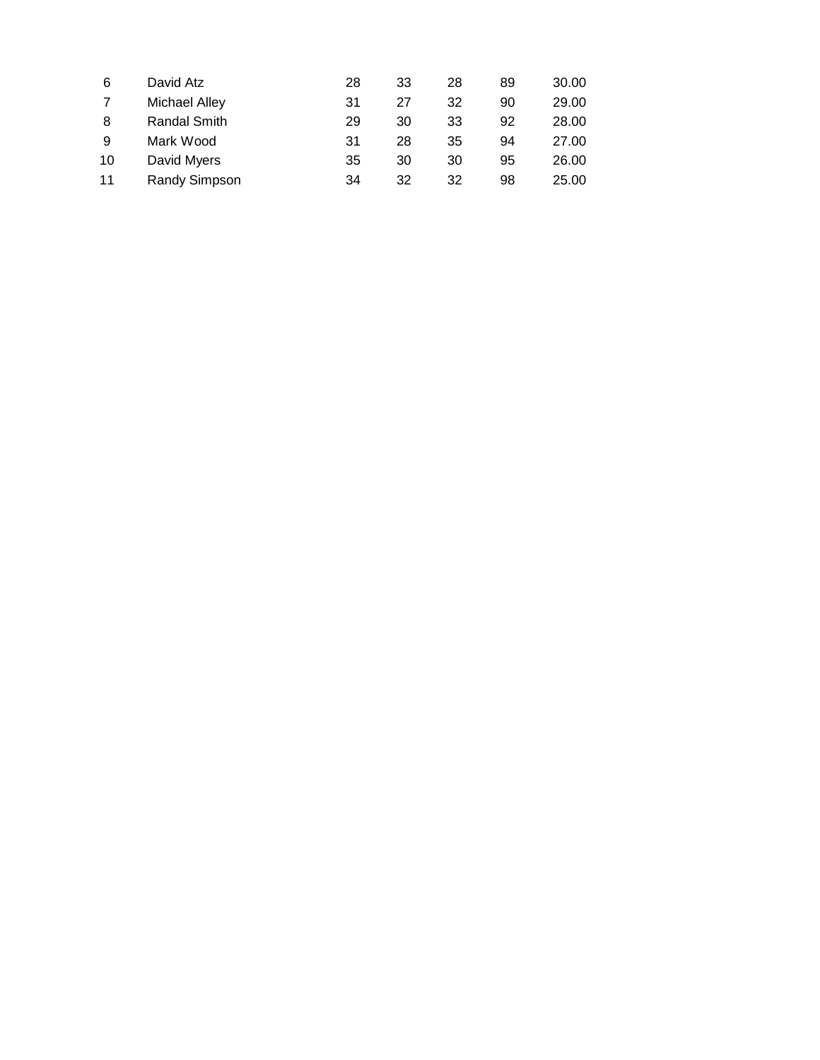| | | | | | | |
|---|---|---|---|---|---|---|
| 6 | David Atz | 28 | 33 | 28 | 89 | 30.00 |
| 7 | Michael Alley | 31 | 27 | 32 | 90 | 29.00 |
| 8 | Randal Smith | 29 | 30 | 33 | 92 | 28.00 |
| 9 | Mark Wood | 31 | 28 | 35 | 94 | 27.00 |
| 10 | David Myers | 35 | 30 | 30 | 95 | 26.00 |
| 11 | Randy Simpson | 34 | 32 | 32 | 98 | 25.00 |